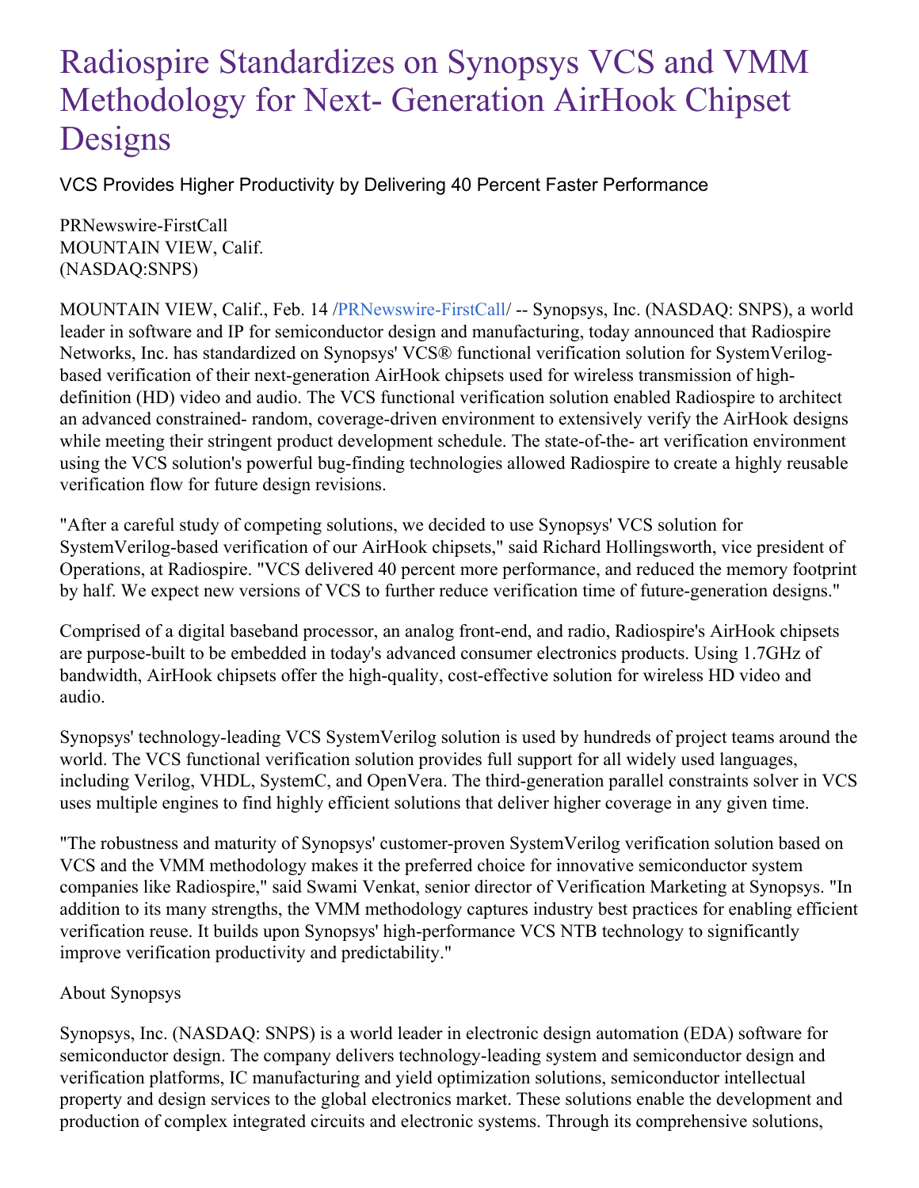# Radiospire Standardizes on Synopsys VCS and VMM Methodology for Next- Generation AirHook Chipset Designs

VCS Provides Higher Productivity by Delivering 40 Percent Faster Performance

PRNewswire-FirstCall
MOUNTAIN VIEW, Calif.
(NASDAQ:SNPS)

MOUNTAIN VIEW, Calif., Feb. 14 /PRNewswire-FirstCall/ -- Synopsys, Inc. (NASDAQ: SNPS), a world leader in software and IP for semiconductor design and manufacturing, today announced that Radiospire Networks, Inc. has standardized on Synopsys' VCS® functional verification solution for SystemVerilog-based verification of their next-generation AirHook chipsets used for wireless transmission of high-definition (HD) video and audio. The VCS functional verification solution enabled Radiospire to architect an advanced constrained- random, coverage-driven environment to extensively verify the AirHook designs while meeting their stringent product development schedule. The state-of-the- art verification environment using the VCS solution's powerful bug-finding technologies allowed Radiospire to create a highly reusable verification flow for future design revisions.

"After a careful study of competing solutions, we decided to use Synopsys' VCS solution for SystemVerilog-based verification of our AirHook chipsets," said Richard Hollingsworth, vice president of Operations, at Radiospire. "VCS delivered 40 percent more performance, and reduced the memory footprint by half. We expect new versions of VCS to further reduce verification time of future-generation designs."

Comprised of a digital baseband processor, an analog front-end, and radio, Radiospire's AirHook chipsets are purpose-built to be embedded in today's advanced consumer electronics products. Using 1.7GHz of bandwidth, AirHook chipsets offer the high-quality, cost-effective solution for wireless HD video and audio.

Synopsys' technology-leading VCS SystemVerilog solution is used by hundreds of project teams around the world. The VCS functional verification solution provides full support for all widely used languages, including Verilog, VHDL, SystemC, and OpenVera. The third-generation parallel constraints solver in VCS uses multiple engines to find highly efficient solutions that deliver higher coverage in any given time.

"The robustness and maturity of Synopsys' customer-proven SystemVerilog verification solution based on VCS and the VMM methodology makes it the preferred choice for innovative semiconductor system companies like Radiospire," said Swami Venkat, senior director of Verification Marketing at Synopsys. "In addition to its many strengths, the VMM methodology captures industry best practices for enabling efficient verification reuse. It builds upon Synopsys' high-performance VCS NTB technology to significantly improve verification productivity and predictability."

About Synopsys

Synopsys, Inc. (NASDAQ: SNPS) is a world leader in electronic design automation (EDA) software for semiconductor design. The company delivers technology-leading system and semiconductor design and verification platforms, IC manufacturing and yield optimization solutions, semiconductor intellectual property and design services to the global electronics market. These solutions enable the development and production of complex integrated circuits and electronic systems. Through its comprehensive solutions,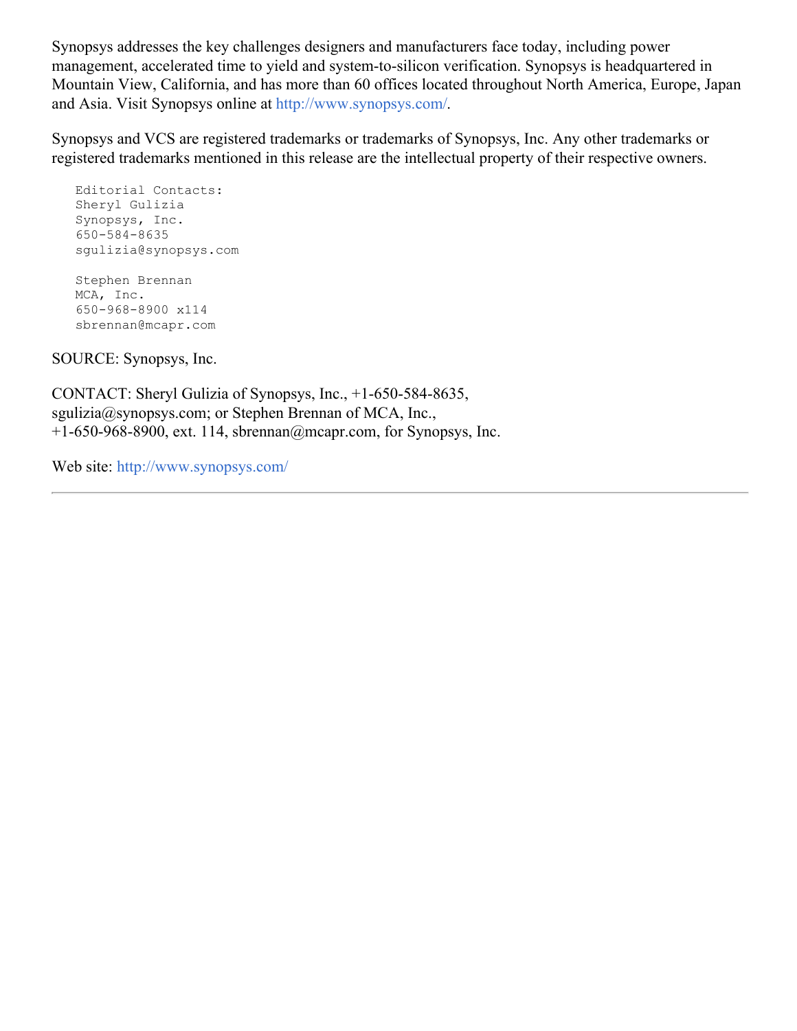Synopsys addresses the key challenges designers and manufacturers face today, including power management, accelerated time to yield and system-to-silicon verification. Synopsys is headquartered in Mountain View, California, and has more than 60 offices located throughout North America, Europe, Japan and Asia. Visit Synopsys online at http://www.synopsys.com/.

Synopsys and VCS are registered trademarks or trademarks of Synopsys, Inc. Any other trademarks or registered trademarks mentioned in this release are the intellectual property of their respective owners.

```
Editorial Contacts:
Sheryl Gulizia
Synopsys, Inc.
650-584-8635
sgulizia@synopsys.com

Stephen Brennan
MCA, Inc.
650-968-8900 x114
sbrennan@mcapr.com
```

SOURCE: Synopsys, Inc.

CONTACT: Sheryl Gulizia of Synopsys, Inc., +1-650-584-8635, sgulizia@synopsys.com; or Stephen Brennan of MCA, Inc., +1-650-968-8900, ext. 114, sbrennan@mcapr.com, for Synopsys, Inc.

Web site: http://www.synopsys.com/

---